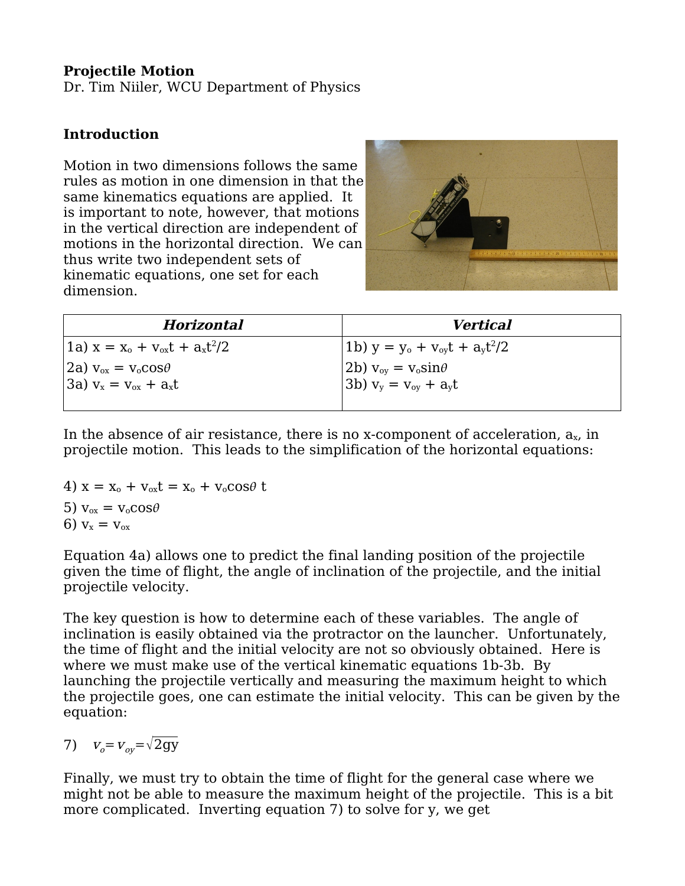**Projectile Motion**
Dr. Tim Niiler, WCU Department of Physics

**Introduction**

Motion in two dimensions follows the same rules as motion in one dimension in that the same kinematics equations are applied. It is important to note, however, that motions in the vertical direction are independent of motions in the horizontal direction. We can thus write two independent sets of kinematic equations, one set for each dimension.

| ***Horizontal*** | ***Vertical*** |
| --- | --- |
| 1a) $x = x_o + v_{ox}t + a_x t^2/2$<br>2a) $v_{ox} = v_o \cos\theta$<br>3a) $v_x = v_{ox} + a_x t$ | 1b) $y = y_o + v_{oy}t + a_y t^2/2$<br>2b) $v_{oy} = v_o \sin\theta$<br>3b) $v_y = v_{oy} + a_y t$ |

In the absence of air resistance, there is no x-component of acceleration, $a_x$, in projectile motion. This leads to the simplification of the horizontal equations:

4) $x = x_o + v_{ox}t = x_o + v_o\cos\theta\ t$

5) $v_{ox} = v_o\cos\theta$

6) $v_x = v_{ox}$

Equation 4a) allows one to predict the final landing position of the projectile given the time of flight, the angle of inclination of the projectile, and the initial projectile velocity.

The key question is how to determine each of these variables. The angle of inclination is easily obtained via the protractor on the launcher. Unfortunately, the time of flight and the initial velocity are not so obviously obtained. Here is where we must make use of the vertical kinematic equations 1b-3b. By launching the projectile vertically and measuring the maximum height to which the projectile goes, one can estimate the initial velocity. This can be given by the equation:

7) $v_o = v_{oy} = \sqrt{2gy}$

Finally, we must try to obtain the time of flight for the general case where we might not be able to measure the maximum height of the projectile. This is a bit more complicated. Inverting equation 7) to solve for y, we get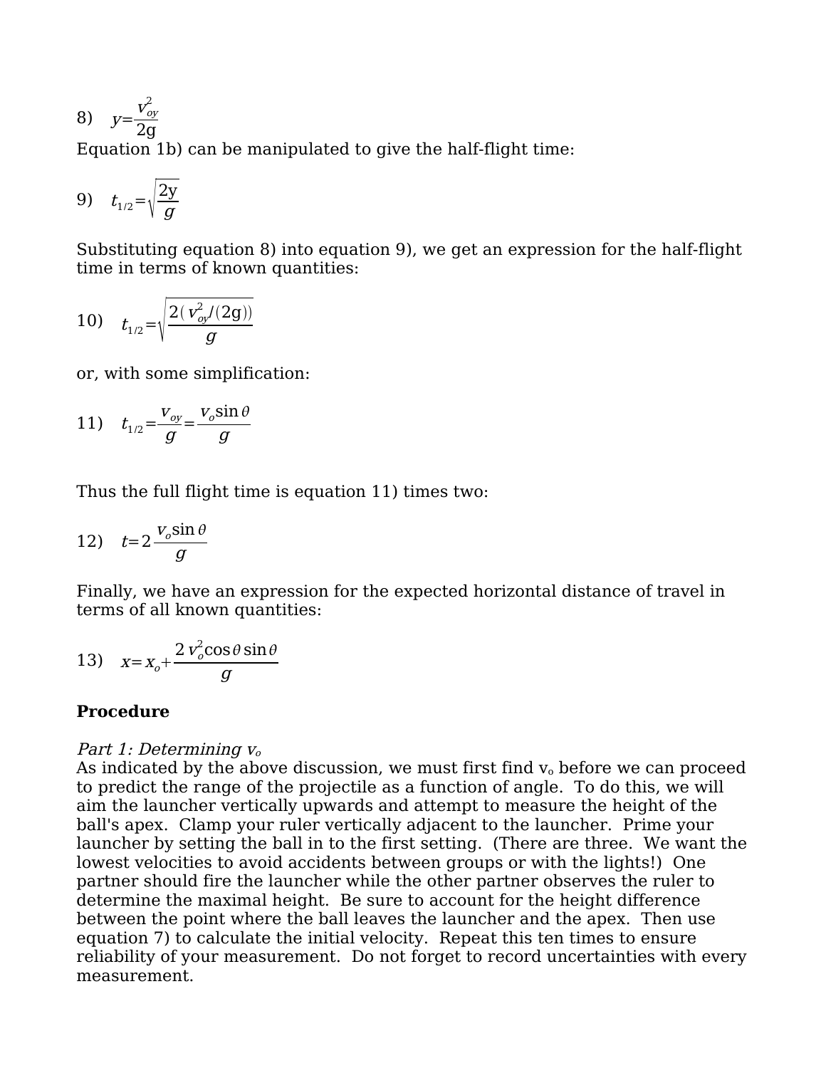8) $y = \frac{v_{oy}^2}{2g}$

Equation 1b) can be manipulated to give the half-flight time:

9) $t_{1/2} = \sqrt{\frac{2y}{g}}$

Substituting equation 8) into equation 9), we get an expression for the half-flight time in terms of known quantities:

10) $t_{1/2} = \sqrt{\frac{2(v_{oy}^2/(2g))}{g}}$

or, with some simplification:

11) $t_{1/2} = \frac{v_{oy}}{g} = \frac{v_o \sin\theta}{g}$

Thus the full flight time is equation 11) times two:

12) $t = 2\frac{v_o \sin\theta}{g}$

Finally, we have an expression for the expected horizontal distance of travel in terms of all known quantities:

13) $x = x_o + \frac{2 v_o^2 \cos\theta \sin\theta}{g}$

**Procedure**

*Part 1: Determining $v_o$*

As indicated by the above discussion, we must first find $v_o$ before we can proceed to predict the range of the projectile as a function of angle. To do this, we will aim the launcher vertically upwards and attempt to measure the height of the ball's apex. Clamp your ruler vertically adjacent to the launcher. Prime your launcher by setting the ball in to the first setting. (There are three. We want the lowest velocities to avoid accidents between groups or with the lights!) One partner should fire the launcher while the other partner observes the ruler to determine the maximal height. Be sure to account for the height difference between the point where the ball leaves the launcher and the apex. Then use equation 7) to calculate the initial velocity. Repeat this ten times to ensure reliability of your measurement. Do not forget to record uncertainties with every measurement.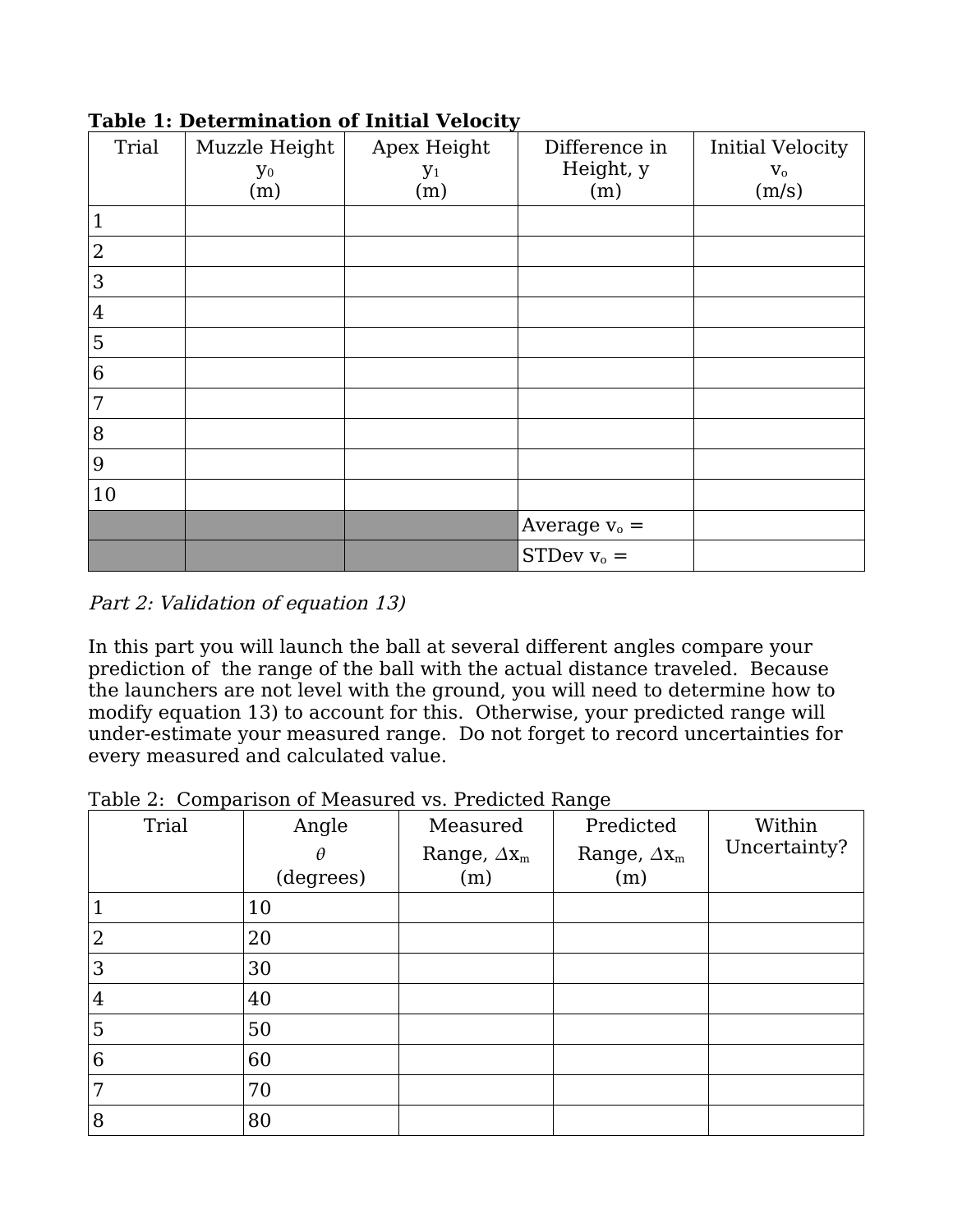**Table 1: Determination of Initial Velocity**

| Trial | Muzzle Height $y_0$ (m) | Apex Height $y_1$ (m) | Difference in Height, y (m) | Initial Velocity $v_o$ (m/s) |
|---|---|---|---|---|
| 1 | | | | |
| 2 | | | | |
| 3 | | | | |
| 4 | | | | |
| 5 | | | | |
| 6 | | | | |
| 7 | | | | |
| 8 | | | | |
| 9 | | | | |
| 10 | | | | |
| | | | Average $v_o$ = | |
| | | | STDev $v_o$ = | |

*Part 2: Validation of equation 13)*

In this part you will launch the ball at several different angles compare your prediction of the range of the ball with the actual distance traveled. Because the launchers are not level with the ground, you will need to determine how to modify equation 13) to account for this. Otherwise, your predicted range will under-estimate your measured range. Do not forget to record uncertainties for every measured and calculated value.

Table 2: Comparison of Measured vs. Predicted Range

| Trial | Angle $\theta$ (degrees) | Measured Range, $\Delta x_m$ (m) | Predicted Range, $\Delta x_m$ (m) | Within Uncertainty? |
|---|---|---|---|---|
| 1 | 10 | | | |
| 2 | 20 | | | |
| 3 | 30 | | | |
| 4 | 40 | | | |
| 5 | 50 | | | |
| 6 | 60 | | | |
| 7 | 70 | | | |
| 8 | 80 | | | |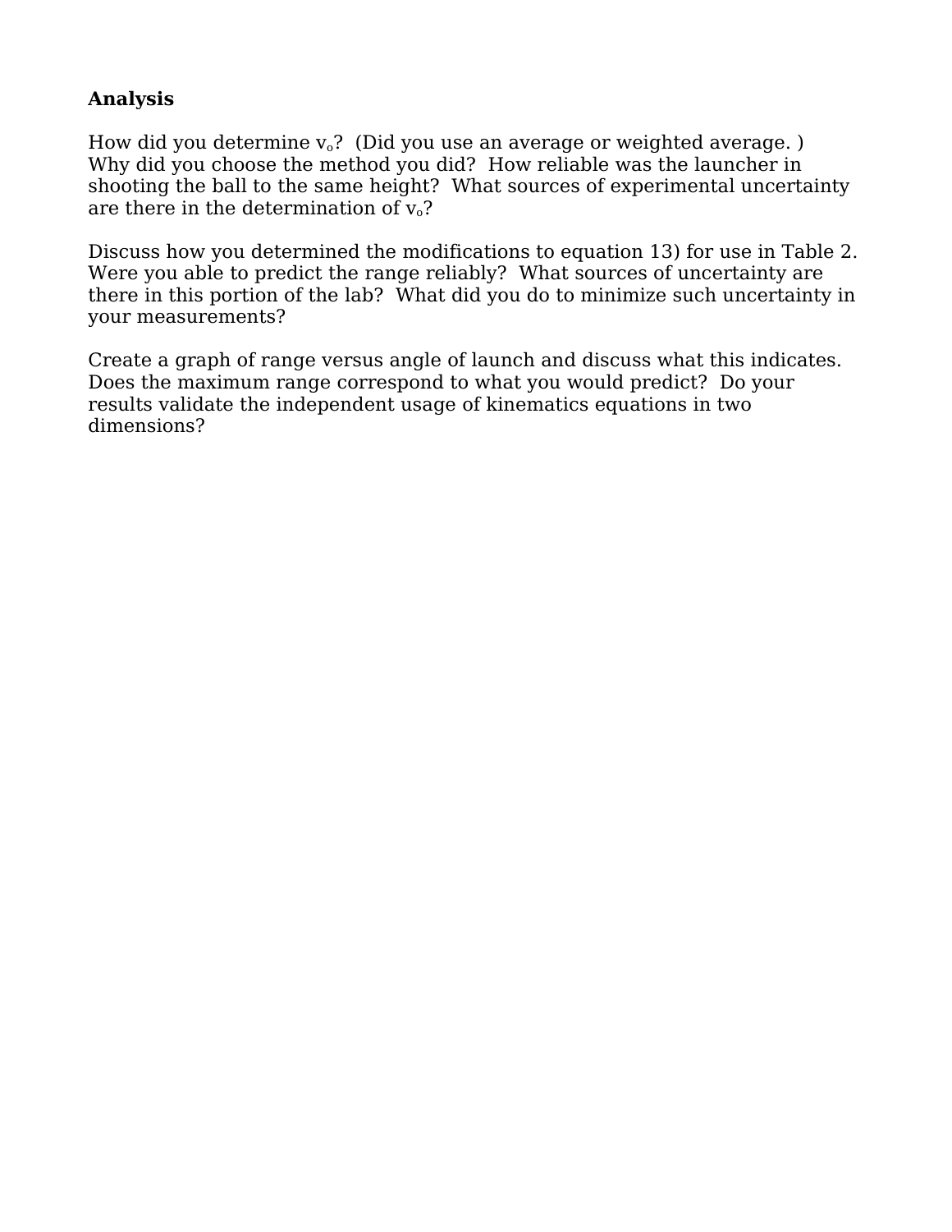**Analysis**

How did you determine $v_o$? (Did you use an average or weighted average. ) Why did you choose the method you did? How reliable was the launcher in shooting the ball to the same height? What sources of experimental uncertainty are there in the determination of $v_o$?

Discuss how you determined the modifications to equation 13) for use in Table 2. Were you able to predict the range reliably? What sources of uncertainty are there in this portion of the lab? What did you do to minimize such uncertainty in your measurements?

Create a graph of range versus angle of launch and discuss what this indicates. Does the maximum range correspond to what you would predict? Do your results validate the independent usage of kinematics equations in two dimensions?